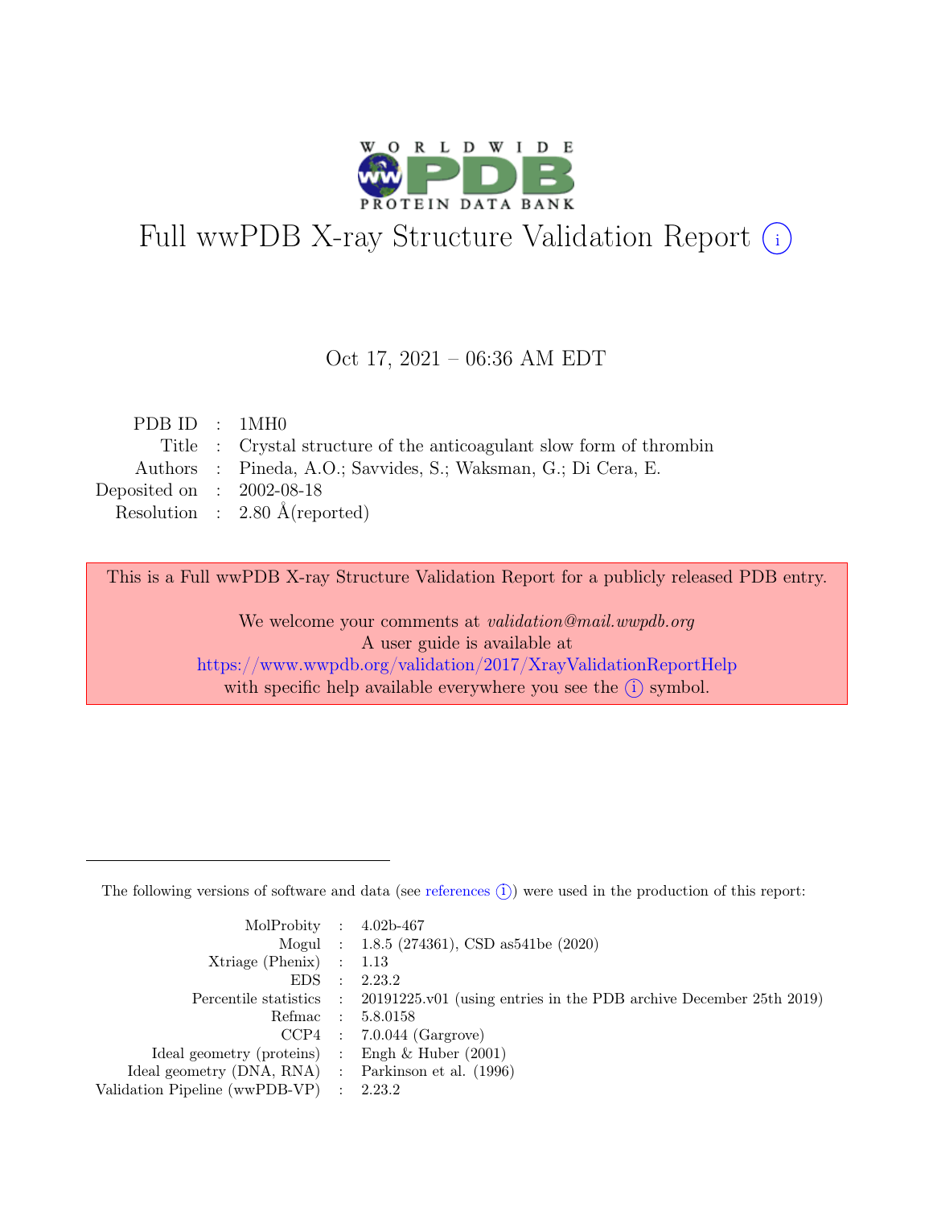# Full wwPDB X-ray Structure Validation Report (i)

Oct 17, 2021 – 06:36 AM EDT

| | | |
|---|---|---|
| PDB ID | : | 1MH0 |
| Title | : | Crystal structure of the anticoagulant slow form of thrombin |
| Authors | : | Pineda, A.O.; Savvides, S.; Waksman, G.; Di Cera, E. |
| Deposited on | : | 2002-08-18 |
| Resolution | : | 2.80 Å(reported) |

This is a Full wwPDB X-ray Structure Validation Report for a publicly released PDB entry.

We welcome your comments at *validation@mail.wwpdb.org*
A user guide is available at
https://www.wwpdb.org/validation/2017/XrayValidationReportHelp
with specific help available everywhere you see the (i) symbol.

---

The following versions of software and data (see references (i)) were used in the production of this report:

| | | |
|---|---|---|
| MolProbity | : | 4.02b-467 |
| Mogul | : | 1.8.5 (274361), CSD as541be (2020) |
| Xtriage (Phenix) | : | 1.13 |
| EDS | : | 2.23.2 |
| Percentile statistics | : | 20191225.v01 (using entries in the PDB archive December 25th 2019) |
| Refmac | : | 5.8.0158 |
| CCP4 | : | 7.0.044 (Gargrove) |
| Ideal geometry (proteins) | : | Engh & Huber (2001) |
| Ideal geometry (DNA, RNA) | : | Parkinson et al. (1996) |
| Validation Pipeline (wwPDB-VP) | : | 2.23.2 |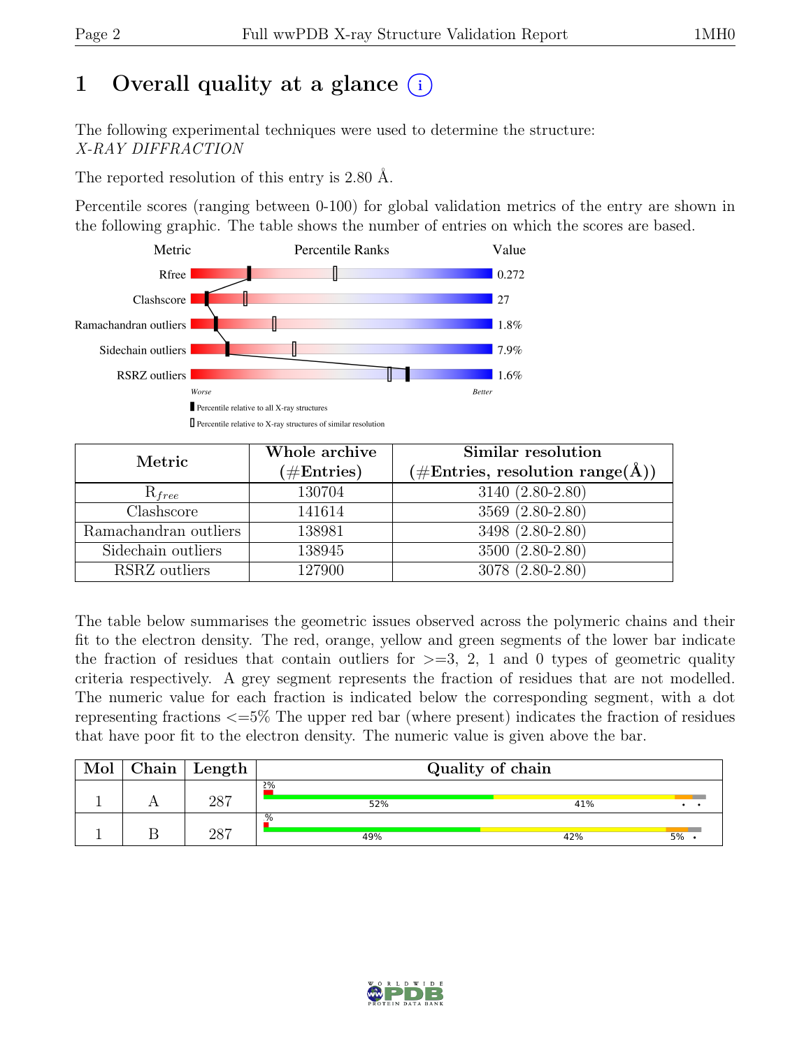# 1 Overall quality at a glance (i)

The following experimental techniques were used to determine the structure:
*X-RAY DIFFRACTION*

The reported resolution of this entry is 2.80 Å.

Percentile scores (ranging between 0-100) for global validation metrics of the entry are shown in the following graphic. The table shows the number of entries on which the scores are based.

| Metric | Value |
|---|---|
| Rfree | 0.272 |
| Clashscore | 27 |
| Ramachandran outliers | 1.8% |
| Sidechain outliers | 7.9% |
| RSRZ outliers | 1.6% |

Worse — Better

▮ Percentile relative to all X-ray structures
▯ Percentile relative to X-ray structures of similar resolution

| Metric | Whole archive (#Entries) | Similar resolution (#Entries, resolution range(Å)) |
|---|---|---|
| $R_{free}$ | 130704 | 3140 (2.80-2.80) |
| Clashscore | 141614 | 3569 (2.80-2.80) |
| Ramachandran outliers | 138981 | 3498 (2.80-2.80) |
| Sidechain outliers | 138945 | 3500 (2.80-2.80) |
| RSRZ outliers | 127900 | 3078 (2.80-2.80) |

The table below summarises the geometric issues observed across the polymeric chains and their fit to the electron density. The red, orange, yellow and green segments of the lower bar indicate the fraction of residues that contain outliers for >=3, 2, 1 and 0 types of geometric quality criteria respectively. A grey segment represents the fraction of residues that are not modelled. The numeric value for each fraction is indicated below the corresponding segment, with a dot representing fractions <=5% The upper red bar (where present) indicates the fraction of residues that have poor fit to the electron density. The numeric value is given above the bar.

| Mol | Chain | Length | Quality of chain |
|---|---|---|---|
| 1 | A | 287 | 2%; 52%, 41%, •, • |
| 1 | B | 287 | %; 49%, 42%, 5%, • |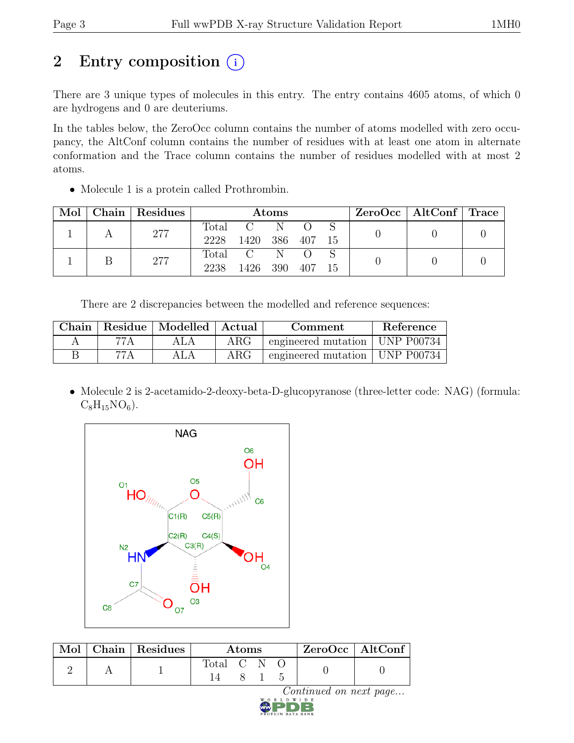# 2 Entry composition (i)

There are 3 unique types of molecules in this entry. The entry contains 4605 atoms, of which 0 are hydrogens and 0 are deuteriums.

In the tables below, the ZeroOcc column contains the number of atoms modelled with zero occupancy, the AltConf column contains the number of residues with at least one atom in alternate conformation and the Trace column contains the number of residues modelled with at most 2 atoms.

- Molecule 1 is a protein called Prothrombin.

| Mol | Chain | Residues | Atoms | | | | | ZeroOcc | AltConf | Trace |
|---|---|---|---|---|---|---|---|---|---|---|
| 1 | A | 277 | Total 2228 | C 1420 | N 386 | O 407 | S 15 | 0 | 0 | 0 |
| 1 | B | 277 | Total 2238 | C 1426 | N 390 | O 407 | S 15 | 0 | 0 | 0 |

There are 2 discrepancies between the modelled and reference sequences:

| Chain | Residue | Modelled | Actual | Comment | Reference |
|---|---|---|---|---|---|
| A | 77A | ALA | ARG | engineered mutation | UNP P00734 |
| B | 77A | ALA | ARG | engineered mutation | UNP P00734 |

- Molecule 2 is 2-acetamido-2-deoxy-beta-D-glucopyranose (three-letter code: NAG) (formula: $C_8H_{15}NO_6$).

| Mol | Chain | Residues | Atoms | | | | ZeroOcc | AltConf |
|---|---|---|---|---|---|---|---|---|
| 2 | A | 1 | Total 14 | C 8 | N 1 | O 5 | 0 | 0 |

*Continued on next page...*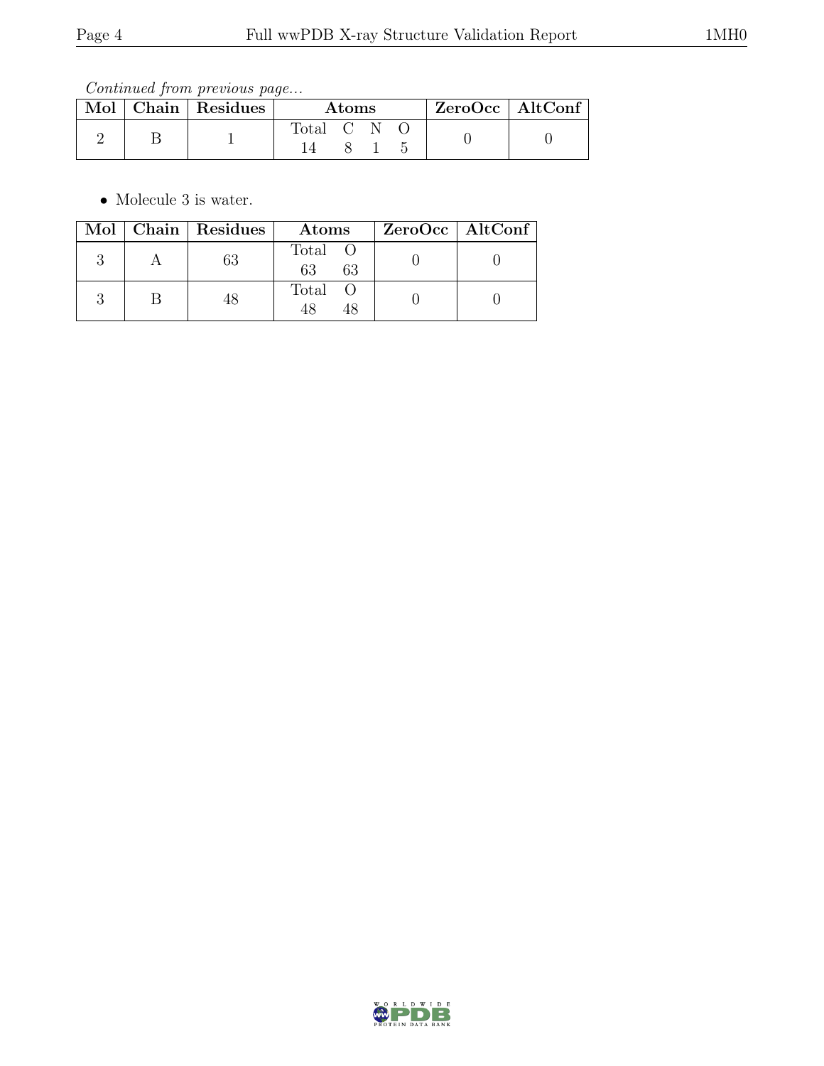*Continued from previous page...*

| Mol | Chain | Residues | Atoms | | | | ZeroOcc | AltConf |
|---|---|---|---|---|---|---|---|---|
| | | | Total | C | N | O | | |
| 2 | B | 1 | 14 | 8 | 1 | 5 | 0 | 0 |

- Molecule 3 is water.

| Mol | Chain | Residues | Atoms | | ZeroOcc | AltConf |
|---|---|---|---|---|---|---|
| | | | Total | O | | |
| 3 | A | 63 | 63 | 63 | 0 | 0 |
| 3 | B | 48 | 48 | 48 | 0 | 0 |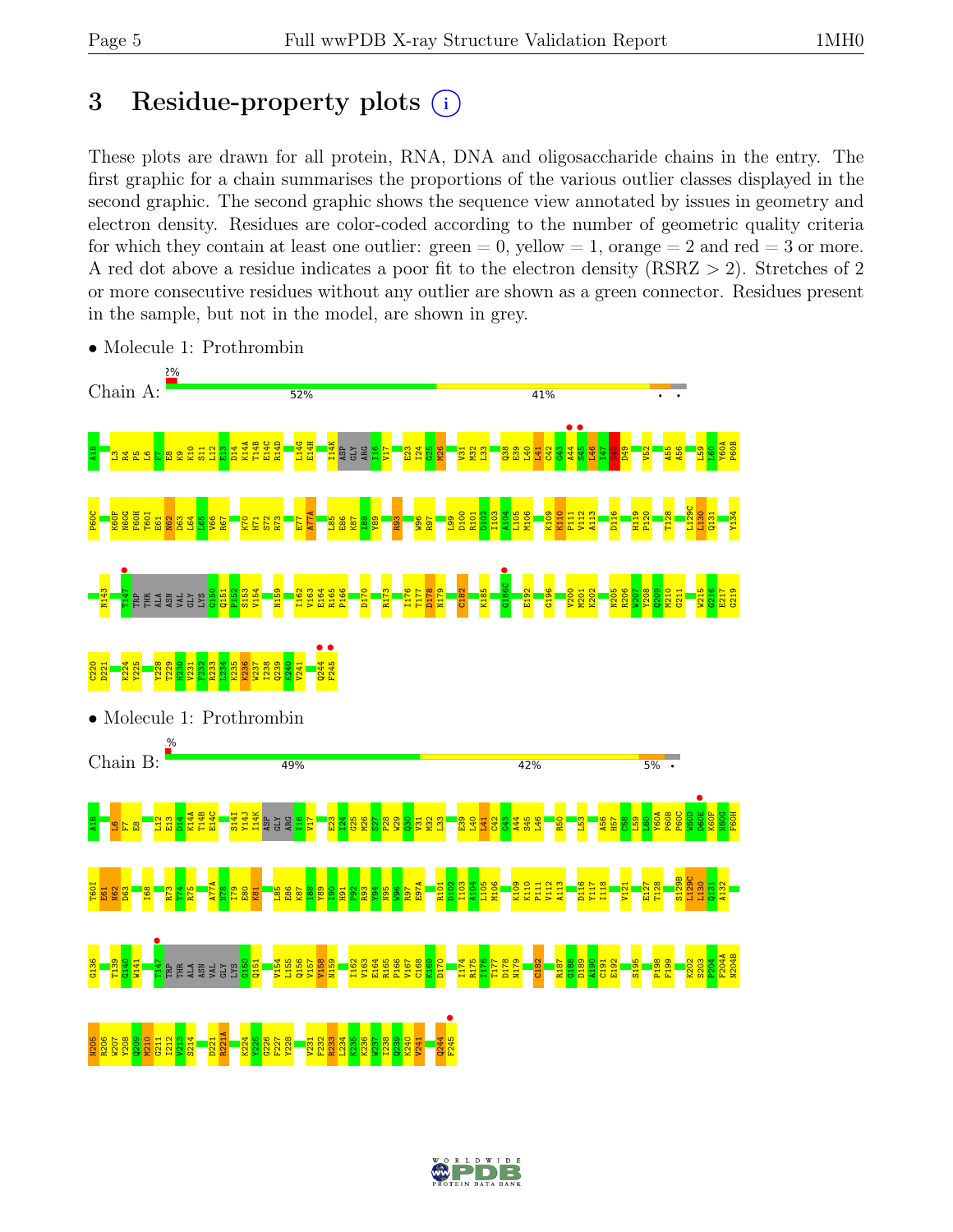# 3 Residue-property plots

These plots are drawn for all protein, RNA, DNA and oligosaccharide chains in the entry. The first graphic for a chain summarises the proportions of the various outlier classes displayed in the second graphic. The second graphic shows the sequence view annotated by issues in geometry and electron density. Residues are color-coded according to the number of geometric quality criteria for which they contain at least one outlier: green = 0, yellow = 1, orange = 2 and red = 3 or more. A red dot above a residue indicates a poor fit to the electron density (RSRZ > 2). Stretches of 2 or more consecutive residues without any outlier are shown as a green connector. Residues present in the sample, but not in the model, are shown in grey.

- Molecule 1: Prothrombin

Chain A: 2% 52% 41%

- Molecule 1: Prothrombin

Chain B: % 49% 42% 5%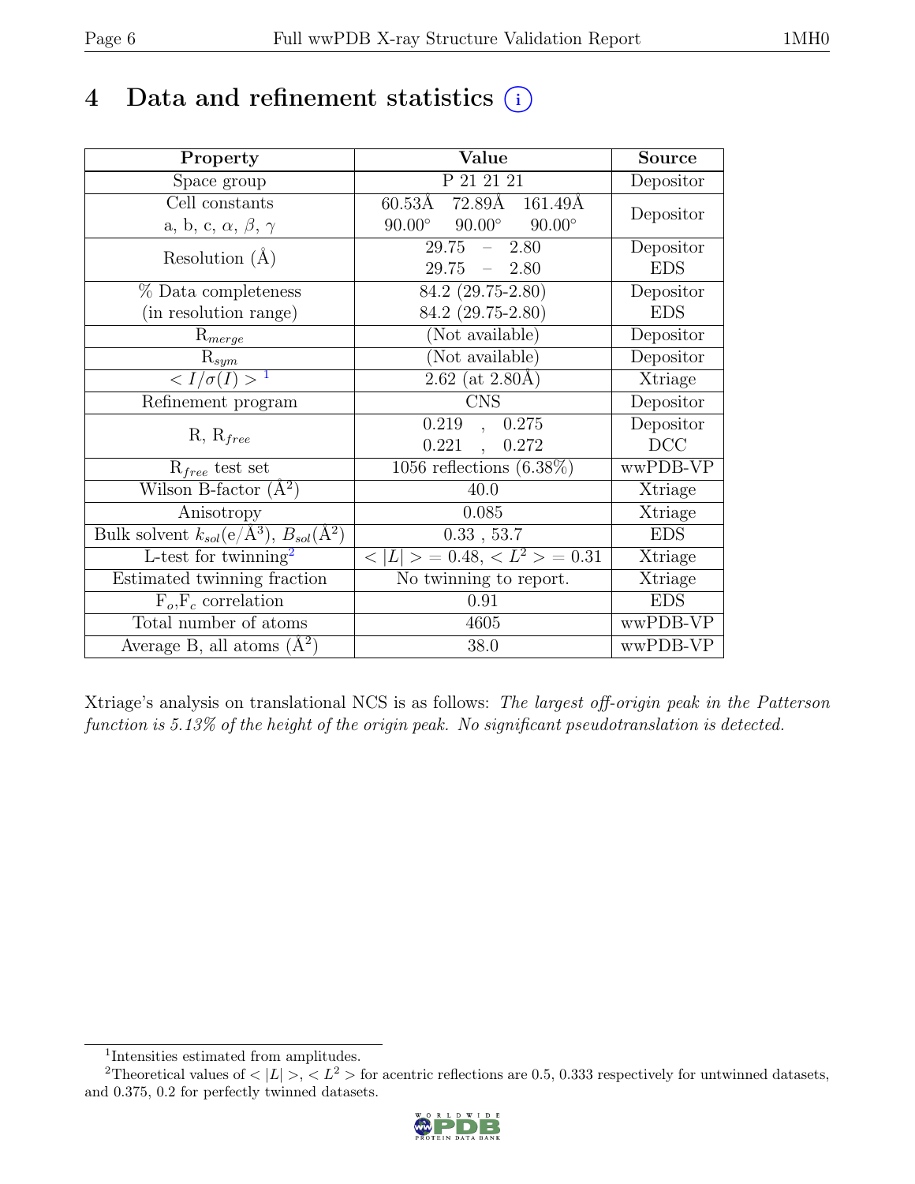# 4 Data and refinement statistics (i)

| Property | Value | Source |
|---|---|---|
| Space group | P 21 21 21 | Depositor |
| Cell constants<br>a, b, c, $\alpha$, $\beta$, $\gamma$ | 60.53Å 72.89Å 161.49Å<br>90.00° 90.00° 90.00° | Depositor |
| Resolution (Å) | 29.75 – 2.80<br>29.75 – 2.80 | Depositor<br>EDS |
| % Data completeness<br>(in resolution range) | 84.2 (29.75-2.80)<br>84.2 (29.75-2.80) | Depositor<br>EDS |
| $R_{merge}$ | (Not available) | Depositor |
| $R_{sym}$ | (Not available) | Depositor |
| $< I/\sigma(I) >$ [1] | 2.62 (at 2.80Å) | Xtriage |
| Refinement program | CNS | Depositor |
| R, $R_{free}$ | 0.219 , 0.275<br>0.221 , 0.272 | Depositor<br>DCC |
| $R_{free}$ test set | 1056 reflections (6.38%) | wwPDB-VP |
| Wilson B-factor (Å$^2$) | 40.0 | Xtriage |
| Anisotropy | 0.085 | Xtriage |
| Bulk solvent $k_{sol}$(e/Å$^3$), $B_{sol}$(Å$^2$) | 0.33 , 53.7 | EDS |
| L-test for twinning[2] | $< \lvert L \rvert > = 0.48$, $< L^2 > = 0.31$ | Xtriage |
| Estimated twinning fraction | No twinning to report. | Xtriage |
| $F_o$,$F_c$ correlation | 0.91 | EDS |
| Total number of atoms | 4605 | wwPDB-VP |
| Average B, all atoms (Å$^2$) | 38.0 | wwPDB-VP |

Xtriage's analysis on translational NCS is as follows: *The largest off-origin peak in the Patterson function is 5.13% of the height of the origin peak. No significant pseudotranslation is detected.*

[1] Intensities estimated from amplitudes.

[2] Theoretical values of $< \lvert L \rvert >$, $< L^2 >$ for acentric reflections are 0.5, 0.333 respectively for untwinned datasets, and 0.375, 0.2 for perfectly twinned datasets.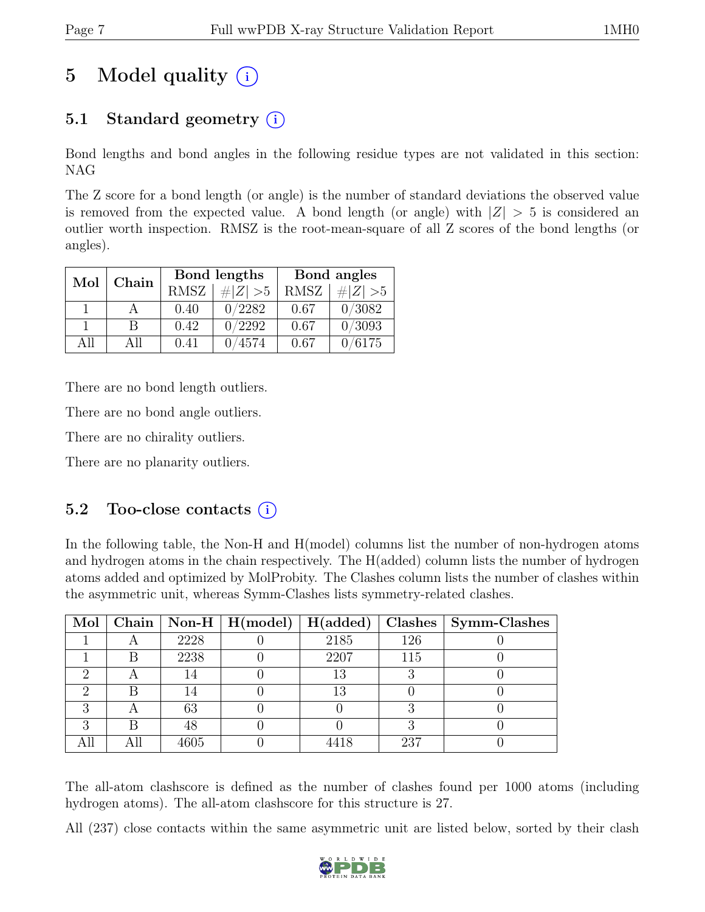# 5 Model quality (i)

## 5.1 Standard geometry (i)

Bond lengths and bond angles in the following residue types are not validated in this section: NAG

The Z score for a bond length (or angle) is the number of standard deviations the observed value is removed from the expected value. A bond length (or angle) with $|Z| > 5$ is considered an outlier worth inspection. RMSZ is the root-mean-square of all Z scores of the bond lengths (or angles).

| Mol | Chain | Bond lengths | | Bond angles | |
|---|---|---|---|---|---|
| | | RMSZ | $\#\|Z\| > 5$ | RMSZ | $\#\|Z\| > 5$ |
| 1 | A | 0.40 | 0/2282 | 0.67 | 0/3082 |
| 1 | B | 0.42 | 0/2292 | 0.67 | 0/3093 |
| All | All | 0.41 | 0/4574 | 0.67 | 0/6175 |

There are no bond length outliers.

There are no bond angle outliers.

There are no chirality outliers.

There are no planarity outliers.

## 5.2 Too-close contacts (i)

In the following table, the Non-H and H(model) columns list the number of non-hydrogen atoms and hydrogen atoms in the chain respectively. The H(added) column lists the number of hydrogen atoms added and optimized by MolProbity. The Clashes column lists the number of clashes within the asymmetric unit, whereas Symm-Clashes lists symmetry-related clashes.

| Mol | Chain | Non-H | H(model) | H(added) | Clashes | Symm-Clashes |
|---|---|---|---|---|---|---|
| 1 | A | 2228 | 0 | 2185 | 126 | 0 |
| 1 | B | 2238 | 0 | 2207 | 115 | 0 |
| 2 | A | 14 | 0 | 13 | 3 | 0 |
| 2 | B | 14 | 0 | 13 | 0 | 0 |
| 3 | A | 63 | 0 | 0 | 3 | 0 |
| 3 | B | 48 | 0 | 0 | 3 | 0 |
| All | All | 4605 | 0 | 4418 | 237 | 0 |

The all-atom clashscore is defined as the number of clashes found per 1000 atoms (including hydrogen atoms). The all-atom clashscore for this structure is 27.

All (237) close contacts within the same asymmetric unit are listed below, sorted by their clash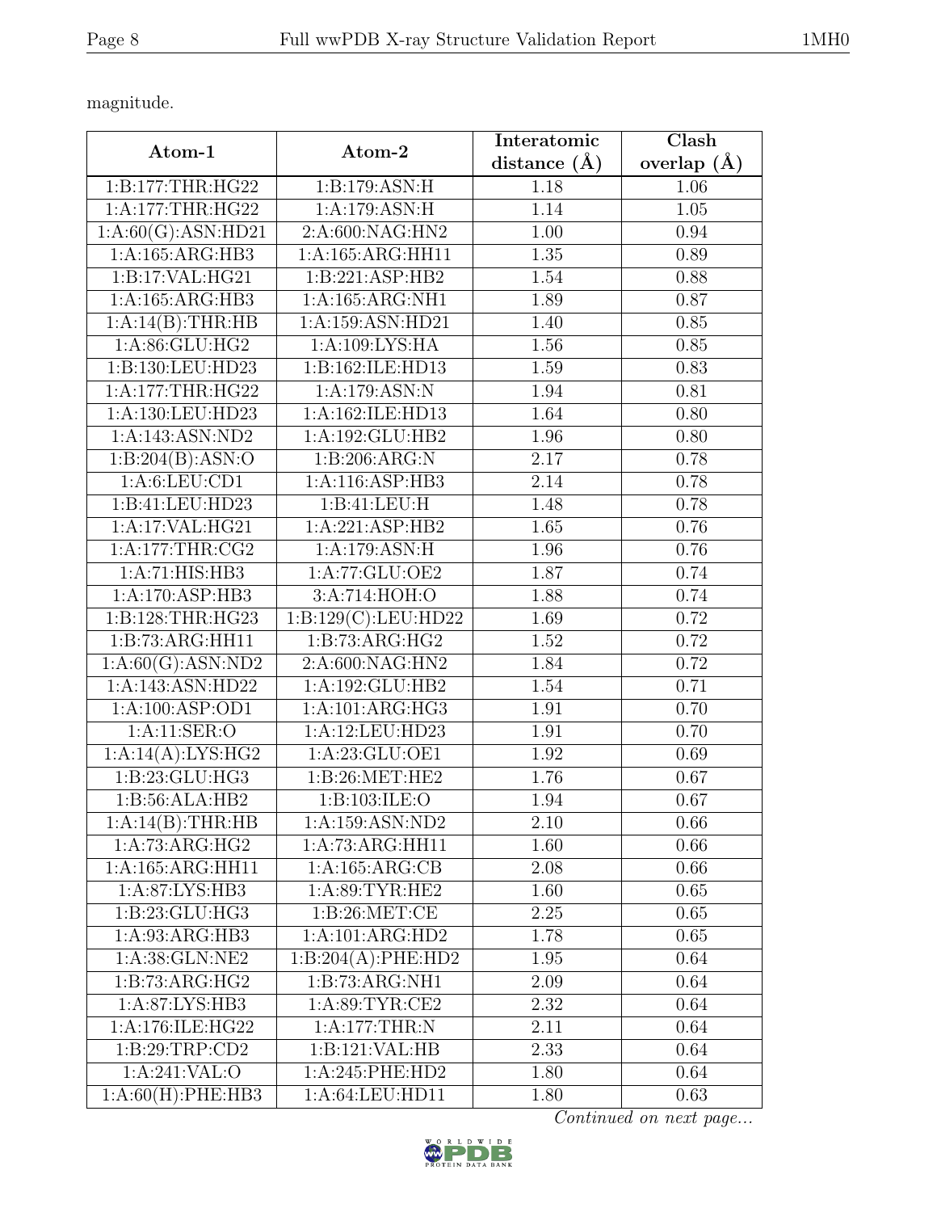magnitude.

| Atom-1 | Atom-2 | Interatomic distance (Å) | Clash overlap (Å) |
|---|---|---|---|
| 1:B:177:THR:HG22 | 1:B:179:ASN:H | 1.18 | 1.06 |
| 1:A:177:THR:HG22 | 1:A:179:ASN:H | 1.14 | 1.05 |
| 1:A:60(G):ASN:HD21 | 2:A:600:NAG:HN2 | 1.00 | 0.94 |
| 1:A:165:ARG:HB3 | 1:A:165:ARG:HH11 | 1.35 | 0.89 |
| 1:B:17:VAL:HG21 | 1:B:221:ASP:HB2 | 1.54 | 0.88 |
| 1:A:165:ARG:HB3 | 1:A:165:ARG:NH1 | 1.89 | 0.87 |
| 1:A:14(B):THR:HB | 1:A:159:ASN:HD21 | 1.40 | 0.85 |
| 1:A:86:GLU:HG2 | 1:A:109:LYS:HA | 1.56 | 0.85 |
| 1:B:130:LEU:HD23 | 1:B:162:ILE:HD13 | 1.59 | 0.83 |
| 1:A:177:THR:HG22 | 1:A:179:ASN:N | 1.94 | 0.81 |
| 1:A:130:LEU:HD23 | 1:A:162:ILE:HD13 | 1.64 | 0.80 |
| 1:A:143:ASN:ND2 | 1:A:192:GLU:HB2 | 1.96 | 0.80 |
| 1:B:204(B):ASN:O | 1:B:206:ARG:N | 2.17 | 0.78 |
| 1:A:6:LEU:CD1 | 1:A:116:ASP:HB3 | 2.14 | 0.78 |
| 1:B:41:LEU:HD23 | 1:B:41:LEU:H | 1.48 | 0.78 |
| 1:A:17:VAL:HG21 | 1:A:221:ASP:HB2 | 1.65 | 0.76 |
| 1:A:177:THR:CG2 | 1:A:179:ASN:H | 1.96 | 0.76 |
| 1:A:71:HIS:HB3 | 1:A:77:GLU:OE2 | 1.87 | 0.74 |
| 1:A:170:ASP:HB3 | 3:A:714:HOH:O | 1.88 | 0.74 |
| 1:B:128:THR:HG23 | 1:B:129(C):LEU:HD22 | 1.69 | 0.72 |
| 1:B:73:ARG:HH11 | 1:B:73:ARG:HG2 | 1.52 | 0.72 |
| 1:A:60(G):ASN:ND2 | 2:A:600:NAG:HN2 | 1.84 | 0.72 |
| 1:A:143:ASN:HD22 | 1:A:192:GLU:HB2 | 1.54 | 0.71 |
| 1:A:100:ASP:OD1 | 1:A:101:ARG:HG3 | 1.91 | 0.70 |
| 1:A:11:SER:O | 1:A:12:LEU:HD23 | 1.91 | 0.70 |
| 1:A:14(A):LYS:HG2 | 1:A:23:GLU:OE1 | 1.92 | 0.69 |
| 1:B:23:GLU:HG3 | 1:B:26:MET:HE2 | 1.76 | 0.67 |
| 1:B:56:ALA:HB2 | 1:B:103:ILE:O | 1.94 | 0.67 |
| 1:A:14(B):THR:HB | 1:A:159:ASN:ND2 | 2.10 | 0.66 |
| 1:A:73:ARG:HG2 | 1:A:73:ARG:HH11 | 1.60 | 0.66 |
| 1:A:165:ARG:HH11 | 1:A:165:ARG:CB | 2.08 | 0.66 |
| 1:A:87:LYS:HB3 | 1:A:89:TYR:HE2 | 1.60 | 0.65 |
| 1:B:23:GLU:HG3 | 1:B:26:MET:CE | 2.25 | 0.65 |
| 1:A:93:ARG:HB3 | 1:A:101:ARG:HD2 | 1.78 | 0.65 |
| 1:A:38:GLN:NE2 | 1:B:204(A):PHE:HD2 | 1.95 | 0.64 |
| 1:B:73:ARG:HG2 | 1:B:73:ARG:NH1 | 2.09 | 0.64 |
| 1:A:87:LYS:HB3 | 1:A:89:TYR:CE2 | 2.32 | 0.64 |
| 1:A:176:ILE:HG22 | 1:A:177:THR:N | 2.11 | 0.64 |
| 1:B:29:TRP:CD2 | 1:B:121:VAL:HB | 2.33 | 0.64 |
| 1:A:241:VAL:O | 1:A:245:PHE:HD2 | 1.80 | 0.64 |
| 1:A:60(H):PHE:HB3 | 1:A:64:LEU:HD11 | 1.80 | 0.63 |

*Continued on next page...*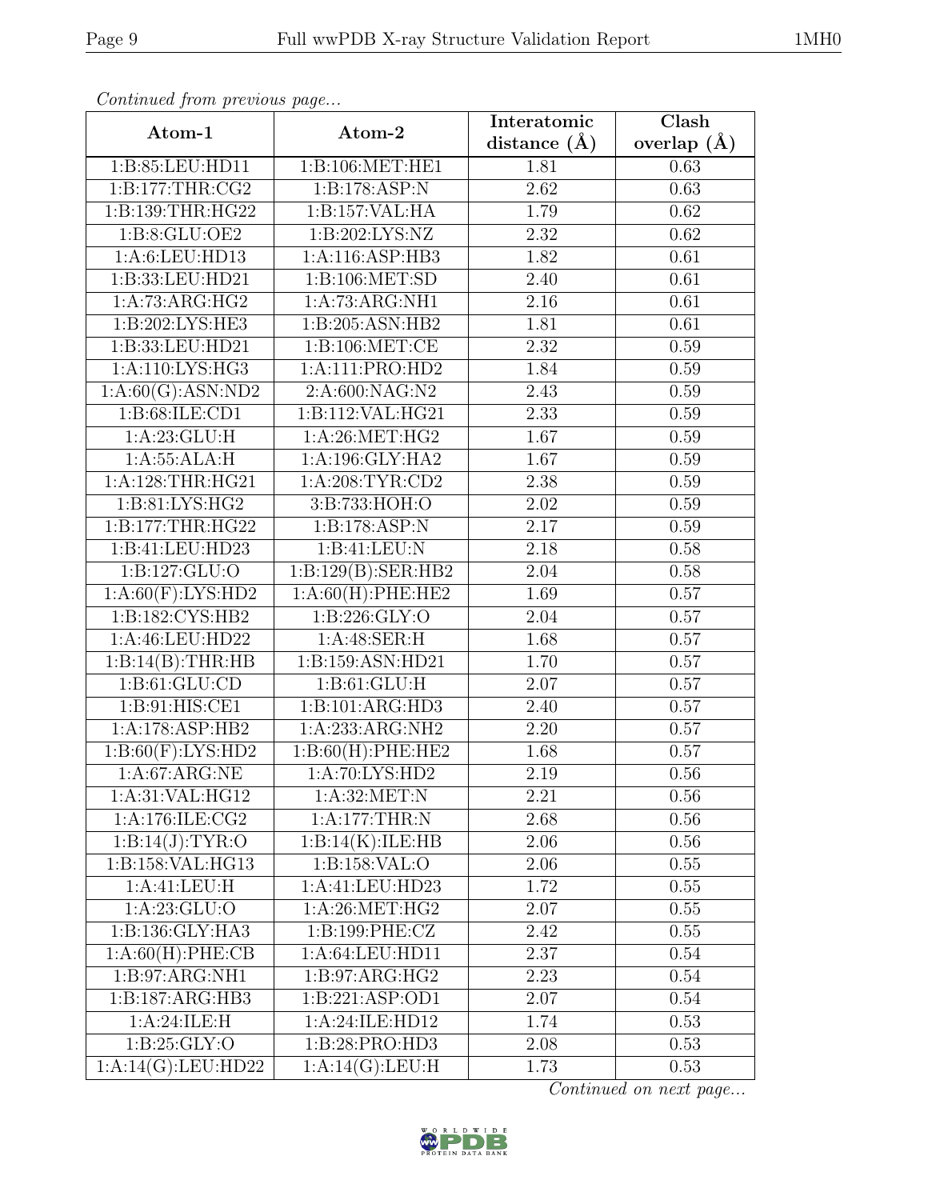*Continued from previous page...*

| Atom-1 | Atom-2 | Interatomic distance (Å) | Clash overlap (Å) |
|---|---|---|---|
| 1:B:85:LEU:HD11 | 1:B:106:MET:HE1 | 1.81 | 0.63 |
| 1:B:177:THR:CG2 | 1:B:178:ASP:N | 2.62 | 0.63 |
| 1:B:139:THR:HG22 | 1:B:157:VAL:HA | 1.79 | 0.62 |
| 1:B:8:GLU:OE2 | 1:B:202:LYS:NZ | 2.32 | 0.62 |
| 1:A:6:LEU:HD13 | 1:A:116:ASP:HB3 | 1.82 | 0.61 |
| 1:B:33:LEU:HD21 | 1:B:106:MET:SD | 2.40 | 0.61 |
| 1:A:73:ARG:HG2 | 1:A:73:ARG:NH1 | 2.16 | 0.61 |
| 1:B:202:LYS:HE3 | 1:B:205:ASN:HB2 | 1.81 | 0.61 |
| 1:B:33:LEU:HD21 | 1:B:106:MET:CE | 2.32 | 0.59 |
| 1:A:110:LYS:HG3 | 1:A:111:PRO:HD2 | 1.84 | 0.59 |
| 1:A:60(G):ASN:ND2 | 2:A:600:NAG:N2 | 2.43 | 0.59 |
| 1:B:68:ILE:CD1 | 1:B:112:VAL:HG21 | 2.33 | 0.59 |
| 1:A:23:GLU:H | 1:A:26:MET:HG2 | 1.67 | 0.59 |
| 1:A:55:ALA:H | 1:A:196:GLY:HA2 | 1.67 | 0.59 |
| 1:A:128:THR:HG21 | 1:A:208:TYR:CD2 | 2.38 | 0.59 |
| 1:B:81:LYS:HG2 | 3:B:733:HOH:O | 2.02 | 0.59 |
| 1:B:177:THR:HG22 | 1:B:178:ASP:N | 2.17 | 0.59 |
| 1:B:41:LEU:HD23 | 1:B:41:LEU:N | 2.18 | 0.58 |
| 1:B:127:GLU:O | 1:B:129(B):SER:HB2 | 2.04 | 0.58 |
| 1:A:60(F):LYS:HD2 | 1:A:60(H):PHE:HE2 | 1.69 | 0.57 |
| 1:B:182:CYS:HB2 | 1:B:226:GLY:O | 2.04 | 0.57 |
| 1:A:46:LEU:HD22 | 1:A:48:SER:H | 1.68 | 0.57 |
| 1:B:14(B):THR:HB | 1:B:159:ASN:HD21 | 1.70 | 0.57 |
| 1:B:61:GLU:CD | 1:B:61:GLU:H | 2.07 | 0.57 |
| 1:B:91:HIS:CE1 | 1:B:101:ARG:HD3 | 2.40 | 0.57 |
| 1:A:178:ASP:HB2 | 1:A:233:ARG:NH2 | 2.20 | 0.57 |
| 1:B:60(F):LYS:HD2 | 1:B:60(H):PHE:HE2 | 1.68 | 0.57 |
| 1:A:67:ARG:NE | 1:A:70:LYS:HD2 | 2.19 | 0.56 |
| 1:A:31:VAL:HG12 | 1:A:32:MET:N | 2.21 | 0.56 |
| 1:A:176:ILE:CG2 | 1:A:177:THR:N | 2.68 | 0.56 |
| 1:B:14(J):TYR:O | 1:B:14(K):ILE:HB | 2.06 | 0.56 |
| 1:B:158:VAL:HG13 | 1:B:158:VAL:O | 2.06 | 0.55 |
| 1:A:41:LEU:H | 1:A:41:LEU:HD23 | 1.72 | 0.55 |
| 1:A:23:GLU:O | 1:A:26:MET:HG2 | 2.07 | 0.55 |
| 1:B:136:GLY:HA3 | 1:B:199:PHE:CZ | 2.42 | 0.55 |
| 1:A:60(H):PHE:CB | 1:A:64:LEU:HD11 | 2.37 | 0.54 |
| 1:B:97:ARG:NH1 | 1:B:97:ARG:HG2 | 2.23 | 0.54 |
| 1:B:187:ARG:HB3 | 1:B:221:ASP:OD1 | 2.07 | 0.54 |
| 1:A:24:ILE:H | 1:A:24:ILE:HD12 | 1.74 | 0.53 |
| 1:B:25:GLY:O | 1:B:28:PRO:HD3 | 2.08 | 0.53 |
| 1:A:14(G):LEU:HD22 | 1:A:14(G):LEU:H | 1.73 | 0.53 |

*Continued on next page...*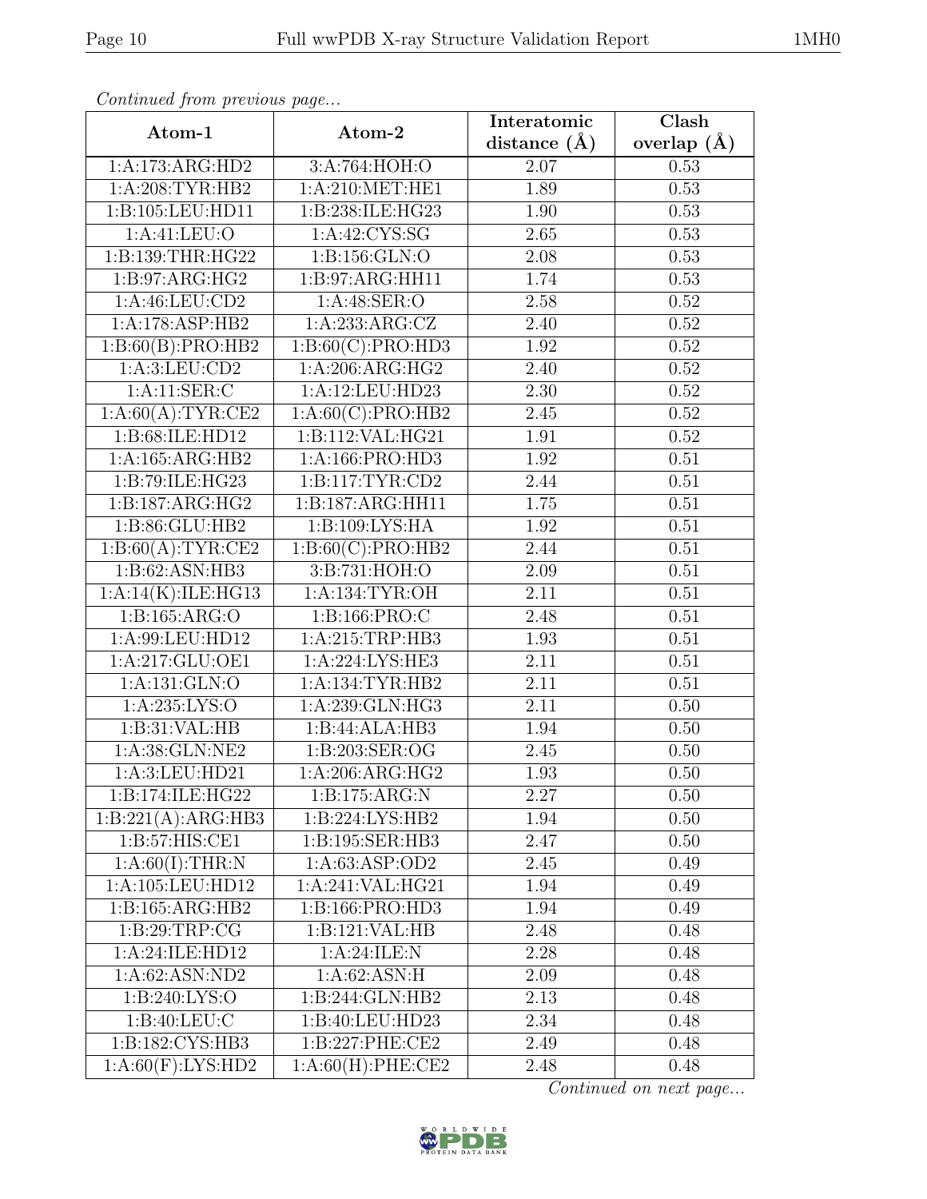*Continued from previous page...*

| Atom-1 | Atom-2 | Interatomic distance (Å) | Clash overlap (Å) |
| --- | --- | --- | --- |
| 1:A:173:ARG:HD2 | 3:A:764:HOH:O | 2.07 | 0.53 |
| 1:A:208:TYR:HB2 | 1:A:210:MET:HE1 | 1.89 | 0.53 |
| 1:B:105:LEU:HD11 | 1:B:238:ILE:HG23 | 1.90 | 0.53 |
| 1:A:41:LEU:O | 1:A:42:CYS:SG | 2.65 | 0.53 |
| 1:B:139:THR:HG22 | 1:B:156:GLN:O | 2.08 | 0.53 |
| 1:B:97:ARG:HG2 | 1:B:97:ARG:HH11 | 1.74 | 0.53 |
| 1:A:46:LEU:CD2 | 1:A:48:SER:O | 2.58 | 0.52 |
| 1:A:178:ASP:HB2 | 1:A:233:ARG:CZ | 2.40 | 0.52 |
| 1:B:60(B):PRO:HB2 | 1:B:60(C):PRO:HD3 | 1.92 | 0.52 |
| 1:A:3:LEU:CD2 | 1:A:206:ARG:HG2 | 2.40 | 0.52 |
| 1:A:11:SER:C | 1:A:12:LEU:HD23 | 2.30 | 0.52 |
| 1:A:60(A):TYR:CE2 | 1:A:60(C):PRO:HB2 | 2.45 | 0.52 |
| 1:B:68:ILE:HD12 | 1:B:112:VAL:HG21 | 1.91 | 0.52 |
| 1:A:165:ARG:HB2 | 1:A:166:PRO:HD3 | 1.92 | 0.51 |
| 1:B:79:ILE:HG23 | 1:B:117:TYR:CD2 | 2.44 | 0.51 |
| 1:B:187:ARG:HG2 | 1:B:187:ARG:HH11 | 1.75 | 0.51 |
| 1:B:86:GLU:HB2 | 1:B:109:LYS:HA | 1.92 | 0.51 |
| 1:B:60(A):TYR:CE2 | 1:B:60(C):PRO:HB2 | 2.44 | 0.51 |
| 1:B:62:ASN:HB3 | 3:B:731:HOH:O | 2.09 | 0.51 |
| 1:A:14(K):ILE:HG13 | 1:A:134:TYR:OH | 2.11 | 0.51 |
| 1:B:165:ARG:O | 1:B:166:PRO:C | 2.48 | 0.51 |
| 1:A:99:LEU:HD12 | 1:A:215:TRP:HB3 | 1.93 | 0.51 |
| 1:A:217:GLU:OE1 | 1:A:224:LYS:HE3 | 2.11 | 0.51 |
| 1:A:131:GLN:O | 1:A:134:TYR:HB2 | 2.11 | 0.51 |
| 1:A:235:LYS:O | 1:A:239:GLN:HG3 | 2.11 | 0.50 |
| 1:B:31:VAL:HB | 1:B:44:ALA:HB3 | 1.94 | 0.50 |
| 1:A:38:GLN:NE2 | 1:B:203:SER:OG | 2.45 | 0.50 |
| 1:A:3:LEU:HD21 | 1:A:206:ARG:HG2 | 1.93 | 0.50 |
| 1:B:174:ILE:HG22 | 1:B:175:ARG:N | 2.27 | 0.50 |
| 1:B:221(A):ARG:HB3 | 1:B:224:LYS:HB2 | 1.94 | 0.50 |
| 1:B:57:HIS:CE1 | 1:B:195:SER:HB3 | 2.47 | 0.50 |
| 1:A:60(I):THR:N | 1:A:63:ASP:OD2 | 2.45 | 0.49 |
| 1:A:105:LEU:HD12 | 1:A:241:VAL:HG21 | 1.94 | 0.49 |
| 1:B:165:ARG:HB2 | 1:B:166:PRO:HD3 | 1.94 | 0.49 |
| 1:B:29:TRP:CG | 1:B:121:VAL:HB | 2.48 | 0.48 |
| 1:A:24:ILE:HD12 | 1:A:24:ILE:N | 2.28 | 0.48 |
| 1:A:62:ASN:ND2 | 1:A:62:ASN:H | 2.09 | 0.48 |
| 1:B:240:LYS:O | 1:B:244:GLN:HB2 | 2.13 | 0.48 |
| 1:B:40:LEU:C | 1:B:40:LEU:HD23 | 2.34 | 0.48 |
| 1:B:182:CYS:HB3 | 1:B:227:PHE:CE2 | 2.49 | 0.48 |
| 1:A:60(F):LYS:HD2 | 1:A:60(H):PHE:CE2 | 2.48 | 0.48 |

*Continued on next page...*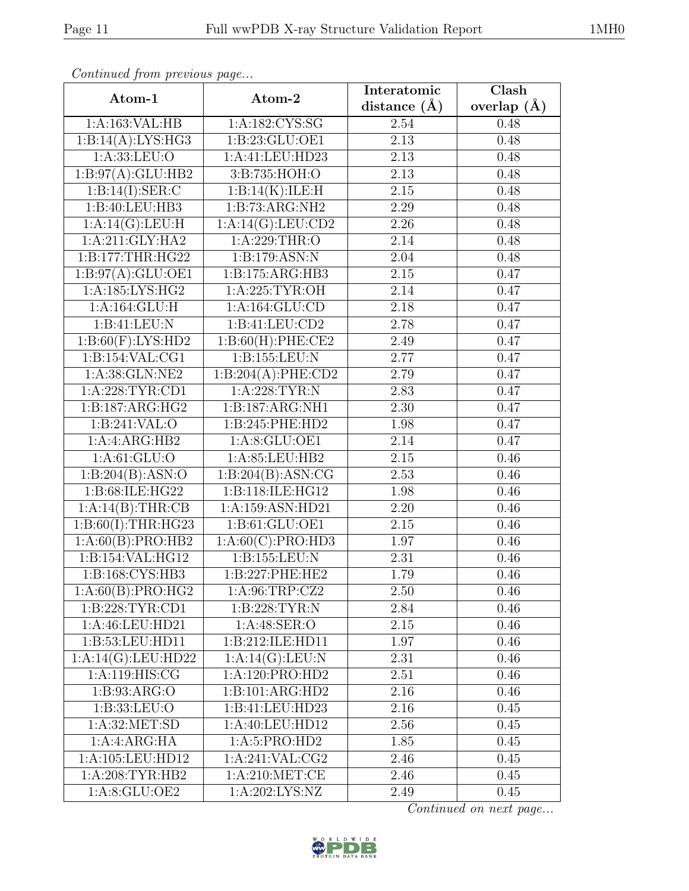*Continued from previous page...*

| Atom-1 | Atom-2 | Interatomic distance (Å) | Clash overlap (Å) |
|---|---|---|---|
| 1:A:163:VAL:HB | 1:A:182:CYS:SG | 2.54 | 0.48 |
| 1:B:14(A):LYS:HG3 | 1:B:23:GLU:OE1 | 2.13 | 0.48 |
| 1:A:33:LEU:O | 1:A:41:LEU:HD23 | 2.13 | 0.48 |
| 1:B:97(A):GLU:HB2 | 3:B:735:HOH:O | 2.13 | 0.48 |
| 1:B:14(I):SER:C | 1:B:14(K):ILE:H | 2.15 | 0.48 |
| 1:B:40:LEU:HB3 | 1:B:73:ARG:NH2 | 2.29 | 0.48 |
| 1:A:14(G):LEU:H | 1:A:14(G):LEU:CD2 | 2.26 | 0.48 |
| 1:A:211:GLY:HA2 | 1:A:229:THR:O | 2.14 | 0.48 |
| 1:B:177:THR:HG22 | 1:B:179:ASN:N | 2.04 | 0.48 |
| 1:B:97(A):GLU:OE1 | 1:B:175:ARG:HB3 | 2.15 | 0.47 |
| 1:A:185:LYS:HG2 | 1:A:225:TYR:OH | 2.14 | 0.47 |
| 1:A:164:GLU:H | 1:A:164:GLU:CD | 2.18 | 0.47 |
| 1:B:41:LEU:N | 1:B:41:LEU:CD2 | 2.78 | 0.47 |
| 1:B:60(F):LYS:HD2 | 1:B:60(H):PHE:CE2 | 2.49 | 0.47 |
| 1:B:154:VAL:CG1 | 1:B:155:LEU:N | 2.77 | 0.47 |
| 1:A:38:GLN:NE2 | 1:B:204(A):PHE:CD2 | 2.79 | 0.47 |
| 1:A:228:TYR:CD1 | 1:A:228:TYR:N | 2.83 | 0.47 |
| 1:B:187:ARG:HG2 | 1:B:187:ARG:NH1 | 2.30 | 0.47 |
| 1:B:241:VAL:O | 1:B:245:PHE:HD2 | 1.98 | 0.47 |
| 1:A:4:ARG:HB2 | 1:A:8:GLU:OE1 | 2.14 | 0.47 |
| 1:A:61:GLU:O | 1:A:85:LEU:HB2 | 2.15 | 0.46 |
| 1:B:204(B):ASN:O | 1:B:204(B):ASN:CG | 2.53 | 0.46 |
| 1:B:68:ILE:HG22 | 1:B:118:ILE:HG12 | 1.98 | 0.46 |
| 1:A:14(B):THR:CB | 1:A:159:ASN:HD21 | 2.20 | 0.46 |
| 1:B:60(I):THR:HG23 | 1:B:61:GLU:OE1 | 2.15 | 0.46 |
| 1:A:60(B):PRO:HB2 | 1:A:60(C):PRO:HD3 | 1.97 | 0.46 |
| 1:B:154:VAL:HG12 | 1:B:155:LEU:N | 2.31 | 0.46 |
| 1:B:168:CYS:HB3 | 1:B:227:PHE:HE2 | 1.79 | 0.46 |
| 1:A:60(B):PRO:HG2 | 1:A:96:TRP:CZ2 | 2.50 | 0.46 |
| 1:B:228:TYR:CD1 | 1:B:228:TYR:N | 2.84 | 0.46 |
| 1:A:46:LEU:HD21 | 1:A:48:SER:O | 2.15 | 0.46 |
| 1:B:53:LEU:HD11 | 1:B:212:ILE:HD11 | 1.97 | 0.46 |
| 1:A:14(G):LEU:HD22 | 1:A:14(G):LEU:N | 2.31 | 0.46 |
| 1:A:119:HIS:CG | 1:A:120:PRO:HD2 | 2.51 | 0.46 |
| 1:B:93:ARG:O | 1:B:101:ARG:HD2 | 2.16 | 0.46 |
| 1:B:33:LEU:O | 1:B:41:LEU:HD23 | 2.16 | 0.45 |
| 1:A:32:MET:SD | 1:A:40:LEU:HD12 | 2.56 | 0.45 |
| 1:A:4:ARG:HA | 1:A:5:PRO:HD2 | 1.85 | 0.45 |
| 1:A:105:LEU:HD12 | 1:A:241:VAL:CG2 | 2.46 | 0.45 |
| 1:A:208:TYR:HB2 | 1:A:210:MET:CE | 2.46 | 0.45 |
| 1:A:8:GLU:OE2 | 1:A:202:LYS:NZ | 2.49 | 0.45 |

*Continued on next page...*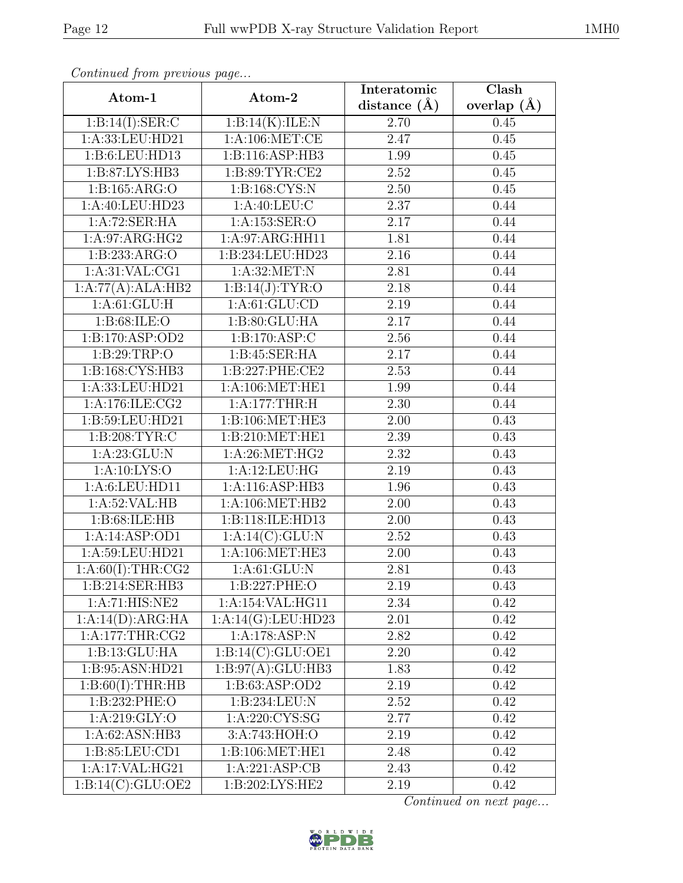*Continued from previous page...*

| Atom-1 | Atom-2 | Interatomic distance (Å) | Clash overlap (Å) |
|---|---|---|---|
| 1:B:14(I):SER:C | 1:B:14(K):ILE:N | 2.70 | 0.45 |
| 1:A:33:LEU:HD21 | 1:A:106:MET:CE | 2.47 | 0.45 |
| 1:B:6:LEU:HD13 | 1:B:116:ASP:HB3 | 1.99 | 0.45 |
| 1:B:87:LYS:HB3 | 1:B:89:TYR:CE2 | 2.52 | 0.45 |
| 1:B:165:ARG:O | 1:B:168:CYS:N | 2.50 | 0.45 |
| 1:A:40:LEU:HD23 | 1:A:40:LEU:C | 2.37 | 0.44 |
| 1:A:72:SER:HA | 1:A:153:SER:O | 2.17 | 0.44 |
| 1:A:97:ARG:HG2 | 1:A:97:ARG:HH11 | 1.81 | 0.44 |
| 1:B:233:ARG:O | 1:B:234:LEU:HD23 | 2.16 | 0.44 |
| 1:A:31:VAL:CG1 | 1:A:32:MET:N | 2.81 | 0.44 |
| 1:A:77(A):ALA:HB2 | 1:B:14(J):TYR:O | 2.18 | 0.44 |
| 1:A:61:GLU:H | 1:A:61:GLU:CD | 2.19 | 0.44 |
| 1:B:68:ILE:O | 1:B:80:GLU:HA | 2.17 | 0.44 |
| 1:B:170:ASP:OD2 | 1:B:170:ASP:C | 2.56 | 0.44 |
| 1:B:29:TRP:O | 1:B:45:SER:HA | 2.17 | 0.44 |
| 1:B:168:CYS:HB3 | 1:B:227:PHE:CE2 | 2.53 | 0.44 |
| 1:A:33:LEU:HD21 | 1:A:106:MET:HE1 | 1.99 | 0.44 |
| 1:A:176:ILE:CG2 | 1:A:177:THR:H | 2.30 | 0.44 |
| 1:B:59:LEU:HD21 | 1:B:106:MET:HE3 | 2.00 | 0.43 |
| 1:B:208:TYR:C | 1:B:210:MET:HE1 | 2.39 | 0.43 |
| 1:A:23:GLU:N | 1:A:26:MET:HG2 | 2.32 | 0.43 |
| 1:A:10:LYS:O | 1:A:12:LEU:HG | 2.19 | 0.43 |
| 1:A:6:LEU:HD11 | 1:A:116:ASP:HB3 | 1.96 | 0.43 |
| 1:A:52:VAL:HB | 1:A:106:MET:HB2 | 2.00 | 0.43 |
| 1:B:68:ILE:HB | 1:B:118:ILE:HD13 | 2.00 | 0.43 |
| 1:A:14:ASP:OD1 | 1:A:14(C):GLU:N | 2.52 | 0.43 |
| 1:A:59:LEU:HD21 | 1:A:106:MET:HE3 | 2.00 | 0.43 |
| 1:A:60(I):THR:CG2 | 1:A:61:GLU:N | 2.81 | 0.43 |
| 1:B:214:SER:HB3 | 1:B:227:PHE:O | 2.19 | 0.43 |
| 1:A:71:HIS:NE2 | 1:A:154:VAL:HG11 | 2.34 | 0.42 |
| 1:A:14(D):ARG:HA | 1:A:14(G):LEU:HD23 | 2.01 | 0.42 |
| 1:A:177:THR:CG2 | 1:A:178:ASP:N | 2.82 | 0.42 |
| 1:B:13:GLU:HA | 1:B:14(C):GLU:OE1 | 2.20 | 0.42 |
| 1:B:95:ASN:HD21 | 1:B:97(A):GLU:HB3 | 1.83 | 0.42 |
| 1:B:60(I):THR:HB | 1:B:63:ASP:OD2 | 2.19 | 0.42 |
| 1:B:232:PHE:O | 1:B:234:LEU:N | 2.52 | 0.42 |
| 1:A:219:GLY:O | 1:A:220:CYS:SG | 2.77 | 0.42 |
| 1:A:62:ASN:HB3 | 3:A:743:HOH:O | 2.19 | 0.42 |
| 1:B:85:LEU:CD1 | 1:B:106:MET:HE1 | 2.48 | 0.42 |
| 1:A:17:VAL:HG21 | 1:A:221:ASP:CB | 2.43 | 0.42 |
| 1:B:14(C):GLU:OE2 | 1:B:202:LYS:HE2 | 2.19 | 0.42 |

*Continued on next page...*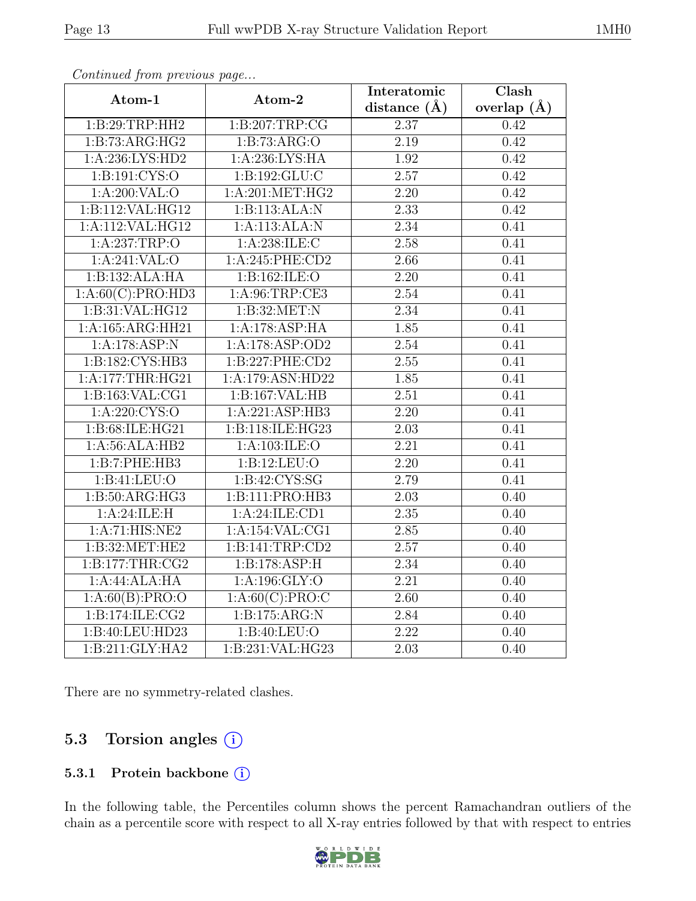*Continued from previous page...*

| Atom-1 | Atom-2 | Interatomic distance (Å) | Clash overlap (Å) |
|---|---|---|---|
| 1:B:29:TRP:HH2 | 1:B:207:TRP:CG | 2.37 | 0.42 |
| 1:B:73:ARG:HG2 | 1:B:73:ARG:O | 2.19 | 0.42 |
| 1:A:236:LYS:HD2 | 1:A:236:LYS:HA | 1.92 | 0.42 |
| 1:B:191:CYS:O | 1:B:192:GLU:C | 2.57 | 0.42 |
| 1:A:200:VAL:O | 1:A:201:MET:HG2 | 2.20 | 0.42 |
| 1:B:112:VAL:HG12 | 1:B:113:ALA:N | 2.33 | 0.42 |
| 1:A:112:VAL:HG12 | 1:A:113:ALA:N | 2.34 | 0.41 |
| 1:A:237:TRP:O | 1:A:238:ILE:C | 2.58 | 0.41 |
| 1:A:241:VAL:O | 1:A:245:PHE:CD2 | 2.66 | 0.41 |
| 1:B:132:ALA:HA | 1:B:162:ILE:O | 2.20 | 0.41 |
| 1:A:60(C):PRO:HD3 | 1:A:96:TRP:CE3 | 2.54 | 0.41 |
| 1:B:31:VAL:HG12 | 1:B:32:MET:N | 2.34 | 0.41 |
| 1:A:165:ARG:HH21 | 1:A:178:ASP:HA | 1.85 | 0.41 |
| 1:A:178:ASP:N | 1:A:178:ASP:OD2 | 2.54 | 0.41 |
| 1:B:182:CYS:HB3 | 1:B:227:PHE:CD2 | 2.55 | 0.41 |
| 1:A:177:THR:HG21 | 1:A:179:ASN:HD22 | 1.85 | 0.41 |
| 1:B:163:VAL:CG1 | 1:B:167:VAL:HB | 2.51 | 0.41 |
| 1:A:220:CYS:O | 1:A:221:ASP:HB3 | 2.20 | 0.41 |
| 1:B:68:ILE:HG21 | 1:B:118:ILE:HG23 | 2.03 | 0.41 |
| 1:A:56:ALA:HB2 | 1:A:103:ILE:O | 2.21 | 0.41 |
| 1:B:7:PHE:HB3 | 1:B:12:LEU:O | 2.20 | 0.41 |
| 1:B:41:LEU:O | 1:B:42:CYS:SG | 2.79 | 0.41 |
| 1:B:50:ARG:HG3 | 1:B:111:PRO:HB3 | 2.03 | 0.40 |
| 1:A:24:ILE:H | 1:A:24:ILE:CD1 | 2.35 | 0.40 |
| 1:A:71:HIS:NE2 | 1:A:154:VAL:CG1 | 2.85 | 0.40 |
| 1:B:32:MET:HE2 | 1:B:141:TRP:CD2 | 2.57 | 0.40 |
| 1:B:177:THR:CG2 | 1:B:178:ASP:H | 2.34 | 0.40 |
| 1:A:44:ALA:HA | 1:A:196:GLY:O | 2.21 | 0.40 |
| 1:A:60(B):PRO:O | 1:A:60(C):PRO:C | 2.60 | 0.40 |
| 1:B:174:ILE:CG2 | 1:B:175:ARG:N | 2.84 | 0.40 |
| 1:B:40:LEU:HD23 | 1:B:40:LEU:O | 2.22 | 0.40 |
| 1:B:211:GLY:HA2 | 1:B:231:VAL:HG23 | 2.03 | 0.40 |

There are no symmetry-related clashes.

## 5.3 Torsion angles

### 5.3.1 Protein backbone

In the following table, the Percentiles column shows the percent Ramachandran outliers of the chain as a percentile score with respect to all X-ray entries followed by that with respect to entries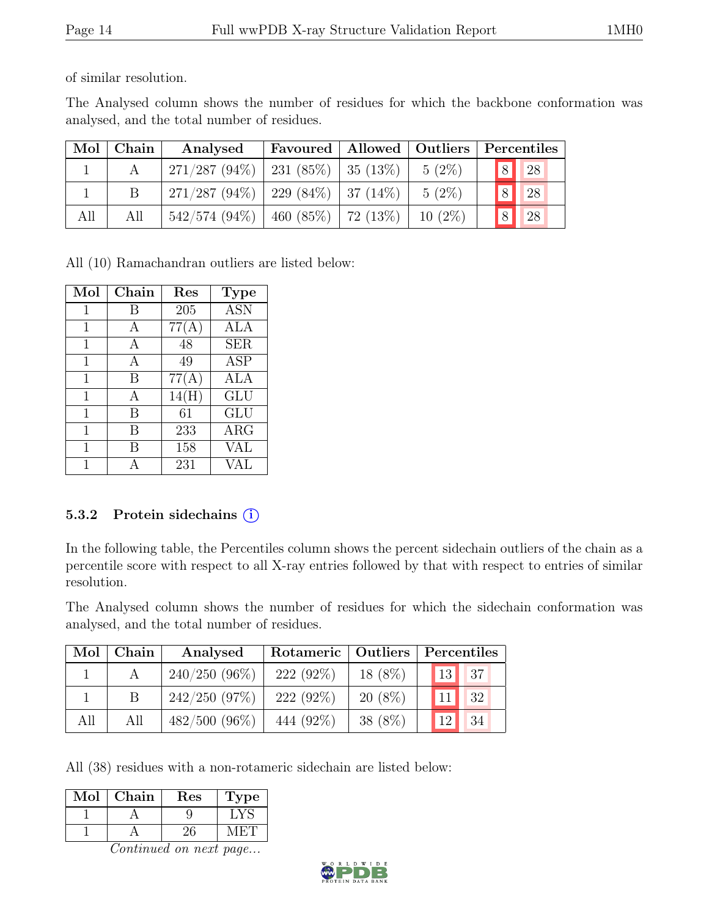of similar resolution.

The Analysed column shows the number of residues for which the backbone conformation was analysed, and the total number of residues.

| Mol | Chain | Analysed | Favoured | Allowed | Outliers | Percentiles | |
|---|---|---|---|---|---|---|---|
| 1 | A | 271/287 (94%) | 231 (85%) | 35 (13%) | 5 (2%) | 8 | 28 |
| 1 | B | 271/287 (94%) | 229 (84%) | 37 (14%) | 5 (2%) | 8 | 28 |
| All | All | 542/574 (94%) | 460 (85%) | 72 (13%) | 10 (2%) | 8 | 28 |

All (10) Ramachandran outliers are listed below:

| Mol | Chain | Res | Type |
|---|---|---|---|
| 1 | B | 205 | ASN |
| 1 | A | 77(A) | ALA |
| 1 | A | 48 | SER |
| 1 | A | 49 | ASP |
| 1 | B | 77(A) | ALA |
| 1 | A | 14(H) | GLU |
| 1 | B | 61 | GLU |
| 1 | B | 233 | ARG |
| 1 | B | 158 | VAL |
| 1 | A | 231 | VAL |

### 5.3.2 Protein sidechains

In the following table, the Percentiles column shows the percent sidechain outliers of the chain as a percentile score with respect to all X-ray entries followed by that with respect to entries of similar resolution.

The Analysed column shows the number of residues for which the sidechain conformation was analysed, and the total number of residues.

| Mol | Chain | Analysed | Rotameric | Outliers | Percentiles | |
|---|---|---|---|---|---|---|
| 1 | A | 240/250 (96%) | 222 (92%) | 18 (8%) | 13 | 37 |
| 1 | B | 242/250 (97%) | 222 (92%) | 20 (8%) | 11 | 32 |
| All | All | 482/500 (96%) | 444 (92%) | 38 (8%) | 12 | 34 |

All (38) residues with a non-rotameric sidechain are listed below:

| Mol | Chain | Res | Type |
|---|---|---|---|
| 1 | A | 9 | LYS |
| 1 | A | 26 | MET |

*Continued on next page...*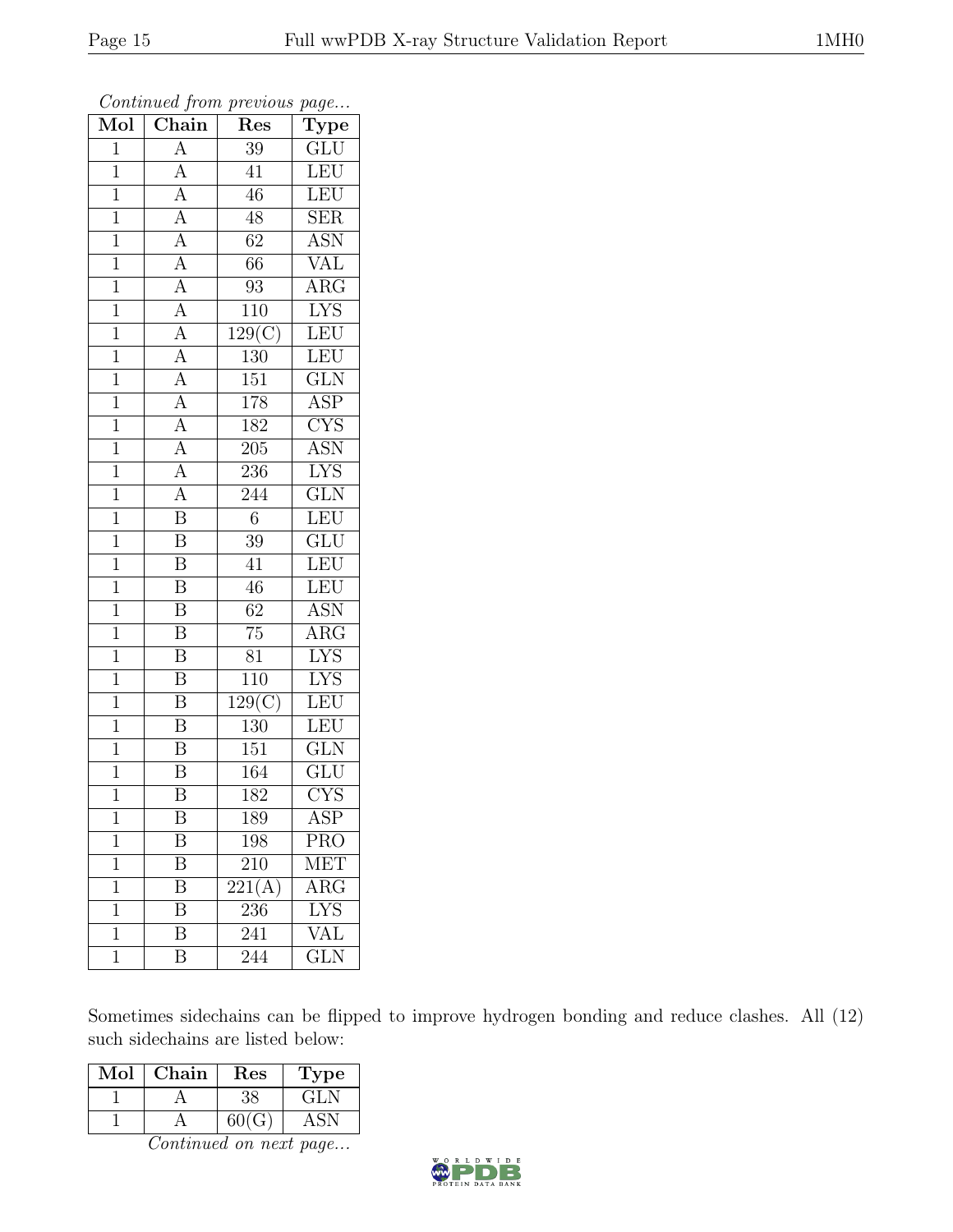*Continued from previous page...*

| Mol | Chain | Res | Type |
|---|---|---|---|
| 1 | A | 39 | GLU |
| 1 | A | 41 | LEU |
| 1 | A | 46 | LEU |
| 1 | A | 48 | SER |
| 1 | A | 62 | ASN |
| 1 | A | 66 | VAL |
| 1 | A | 93 | ARG |
| 1 | A | 110 | LYS |
| 1 | A | 129(C) | LEU |
| 1 | A | 130 | LEU |
| 1 | A | 151 | GLN |
| 1 | A | 178 | ASP |
| 1 | A | 182 | CYS |
| 1 | A | 205 | ASN |
| 1 | A | 236 | LYS |
| 1 | A | 244 | GLN |
| 1 | B | 6 | LEU |
| 1 | B | 39 | GLU |
| 1 | B | 41 | LEU |
| 1 | B | 46 | LEU |
| 1 | B | 62 | ASN |
| 1 | B | 75 | ARG |
| 1 | B | 81 | LYS |
| 1 | B | 110 | LYS |
| 1 | B | 129(C) | LEU |
| 1 | B | 130 | LEU |
| 1 | B | 151 | GLN |
| 1 | B | 164 | GLU |
| 1 | B | 182 | CYS |
| 1 | B | 189 | ASP |
| 1 | B | 198 | PRO |
| 1 | B | 210 | MET |
| 1 | B | 221(A) | ARG |
| 1 | B | 236 | LYS |
| 1 | B | 241 | VAL |
| 1 | B | 244 | GLN |

Sometimes sidechains can be flipped to improve hydrogen bonding and reduce clashes. All (12) such sidechains are listed below:

| Mol | Chain | Res | Type |
|---|---|---|---|
| 1 | A | 38 | GLN |
| 1 | A | 60(G) | ASN |

*Continued on next page...*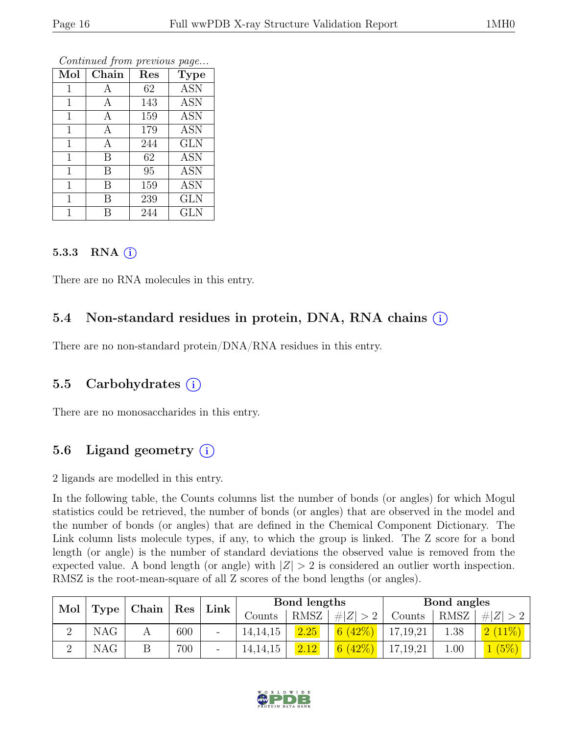*Continued from previous page...*

| Mol | Chain | Res | Type |
|---|---|---|---|
| 1 | A | 62 | ASN |
| 1 | A | 143 | ASN |
| 1 | A | 159 | ASN |
| 1 | A | 179 | ASN |
| 1 | A | 244 | GLN |
| 1 | B | 62 | ASN |
| 1 | B | 95 | ASN |
| 1 | B | 159 | ASN |
| 1 | B | 239 | GLN |
| 1 | B | 244 | GLN |

#### 5.3.3 RNA (i)

There are no RNA molecules in this entry.

### 5.4 Non-standard residues in protein, DNA, RNA chains (i)

There are no non-standard protein/DNA/RNA residues in this entry.

### 5.5 Carbohydrates (i)

There are no monosaccharides in this entry.

### 5.6 Ligand geometry (i)

2 ligands are modelled in this entry.

In the following table, the Counts columns list the number of bonds (or angles) for which Mogul statistics could be retrieved, the number of bonds (or angles) that are observed in the model and the number of bonds (or angles) that are defined in the Chemical Component Dictionary. The Link column lists molecule types, if any, to which the group is linked. The Z score for a bond length (or angle) is the number of standard deviations the observed value is removed from the expected value. A bond length (or angle) with $|Z| > 2$ is considered an outlier worth inspection. RMSZ is the root-mean-square of all Z scores of the bond lengths (or angles).

| Mol | Type | Chain | Res | Link | Bond lengths | | | Bond angles | | |
|---|---|---|---|---|---|---|---|---|---|---|
| | | | | | Counts | RMSZ | $\#\|Z\| > 2$ | Counts | RMSZ | $\#\|Z\| > 2$ |
| 2 | NAG | A | 600 | - | 14,14,15 | 2.25 | 6 (42%) | 17,19,21 | 1.38 | 2 (11%) |
| 2 | NAG | B | 700 | - | 14,14,15 | 2.12 | 6 (42%) | 17,19,21 | 1.00 | 1 (5%) |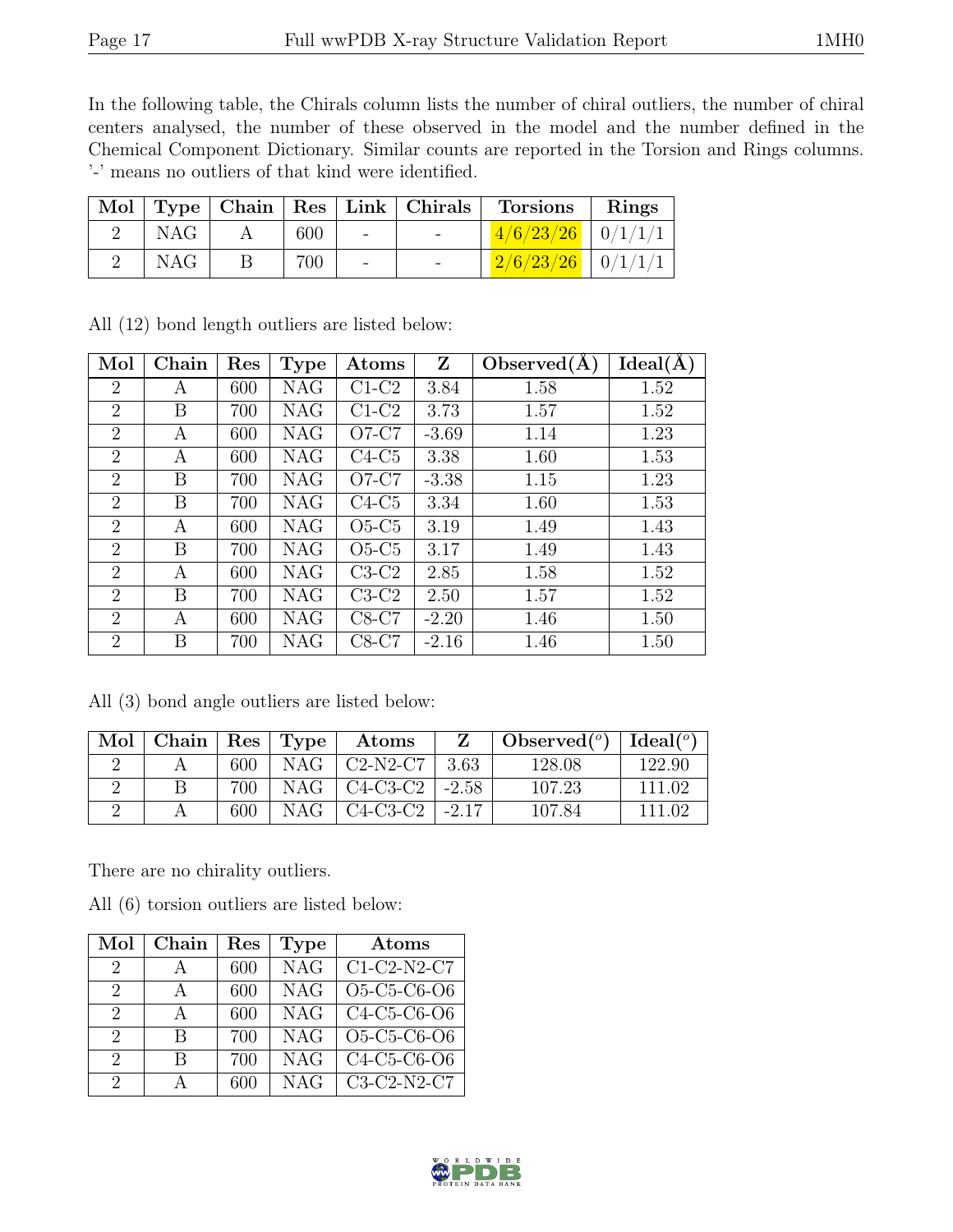In the following table, the Chirals column lists the number of chiral outliers, the number of chiral centers analysed, the number of these observed in the model and the number defined in the Chemical Component Dictionary. Similar counts are reported in the Torsion and Rings columns. '-' means no outliers of that kind were identified.

| Mol | Type | Chain | Res | Link | Chirals | Torsions | Rings |
|---|---|---|---|---|---|---|---|
| 2 | NAG | A | 600 | - | - | 4/6/23/26 | 0/1/1/1 |
| 2 | NAG | B | 700 | - | - | 2/6/23/26 | 0/1/1/1 |

All (12) bond length outliers are listed below:

| Mol | Chain | Res | Type | Atoms | Z | Observed(Å) | Ideal(Å) |
|---|---|---|---|---|---|---|---|
| 2 | A | 600 | NAG | C1-C2 | 3.84 | 1.58 | 1.52 |
| 2 | B | 700 | NAG | C1-C2 | 3.73 | 1.57 | 1.52 |
| 2 | A | 600 | NAG | O7-C7 | -3.69 | 1.14 | 1.23 |
| 2 | A | 600 | NAG | C4-C5 | 3.38 | 1.60 | 1.53 |
| 2 | B | 700 | NAG | O7-C7 | -3.38 | 1.15 | 1.23 |
| 2 | B | 700 | NAG | C4-C5 | 3.34 | 1.60 | 1.53 |
| 2 | A | 600 | NAG | O5-C5 | 3.19 | 1.49 | 1.43 |
| 2 | B | 700 | NAG | O5-C5 | 3.17 | 1.49 | 1.43 |
| 2 | A | 600 | NAG | C3-C2 | 2.85 | 1.58 | 1.52 |
| 2 | B | 700 | NAG | C3-C2 | 2.50 | 1.57 | 1.52 |
| 2 | A | 600 | NAG | C8-C7 | -2.20 | 1.46 | 1.50 |
| 2 | B | 700 | NAG | C8-C7 | -2.16 | 1.46 | 1.50 |

All (3) bond angle outliers are listed below:

| Mol | Chain | Res | Type | Atoms | Z | Observed(°) | Ideal(°) |
|---|---|---|---|---|---|---|---|
| 2 | A | 600 | NAG | C2-N2-C7 | 3.63 | 128.08 | 122.90 |
| 2 | B | 700 | NAG | C4-C3-C2 | -2.58 | 107.23 | 111.02 |
| 2 | A | 600 | NAG | C4-C3-C2 | -2.17 | 107.84 | 111.02 |

There are no chirality outliers.

All (6) torsion outliers are listed below:

| Mol | Chain | Res | Type | Atoms |
|---|---|---|---|---|
| 2 | A | 600 | NAG | C1-C2-N2-C7 |
| 2 | A | 600 | NAG | O5-C5-C6-O6 |
| 2 | A | 600 | NAG | C4-C5-C6-O6 |
| 2 | B | 700 | NAG | O5-C5-C6-O6 |
| 2 | B | 700 | NAG | C4-C5-C6-O6 |
| 2 | A | 600 | NAG | C3-C2-N2-C7 |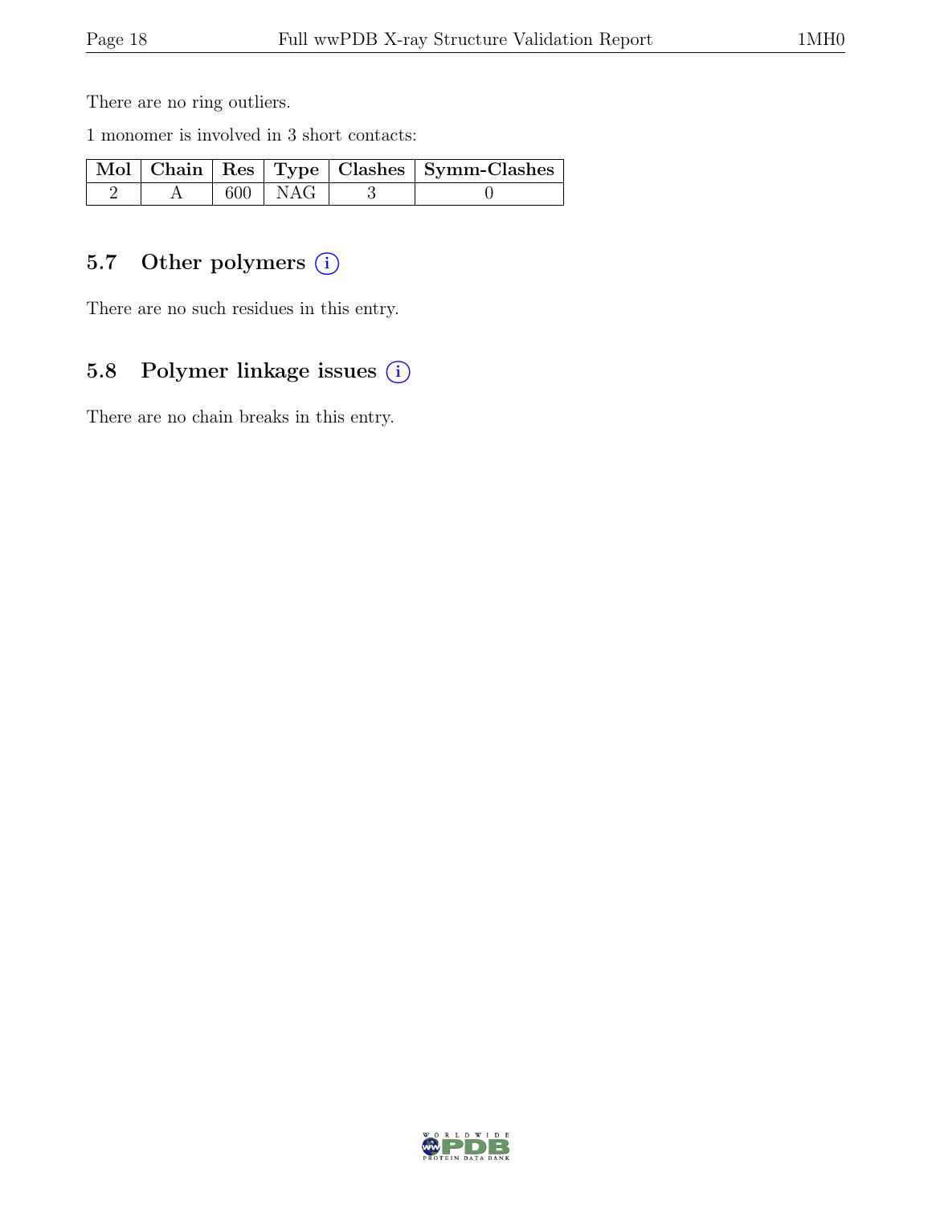There are no ring outliers.

1 monomer is involved in 3 short contacts:

| Mol | Chain | Res | Type | Clashes | Symm-Clashes |
|---|---|---|---|---|---|
| 2 | A | 600 | NAG | 3 | 0 |

## 5.7 Other polymers (i)

There are no such residues in this entry.

## 5.8 Polymer linkage issues (i)

There are no chain breaks in this entry.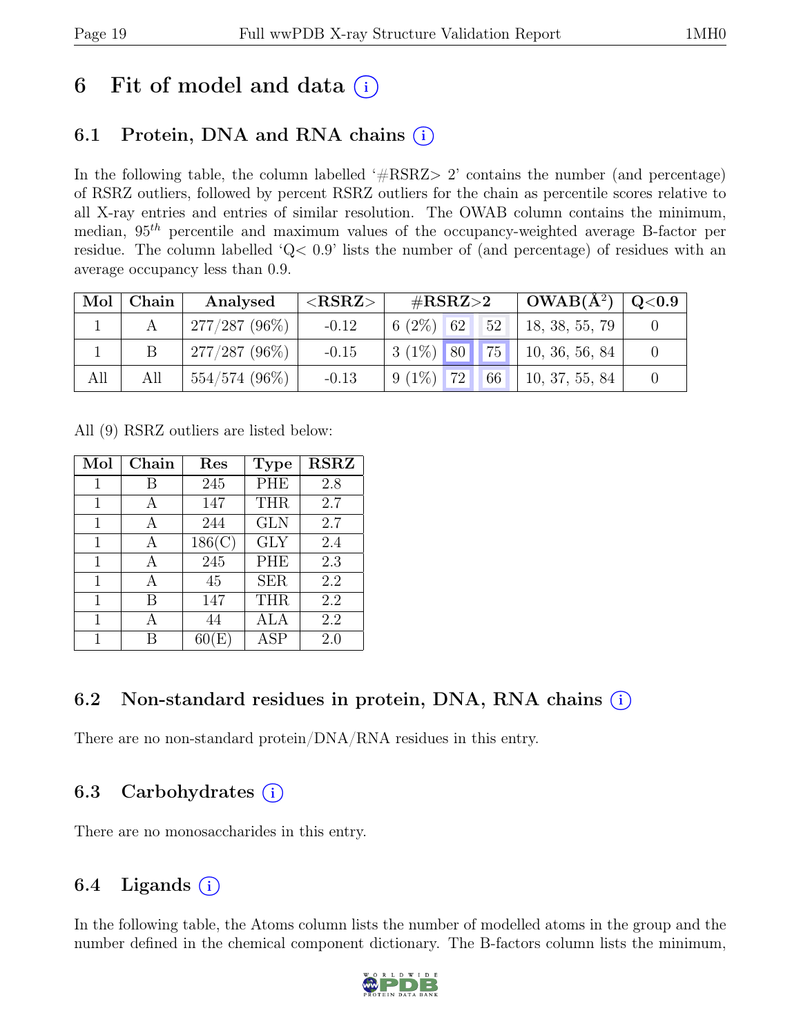# 6 Fit of model and data (i)

## 6.1 Protein, DNA and RNA chains (i)

In the following table, the column labelled '#RSRZ> 2' contains the number (and percentage) of RSRZ outliers, followed by percent RSRZ outliers for the chain as percentile scores relative to all X-ray entries and entries of similar resolution. The OWAB column contains the minimum, median, $95^{th}$ percentile and maximum values of the occupancy-weighted average B-factor per residue. The column labelled 'Q< 0.9' lists the number of (and percentage) of residues with an average occupancy less than 0.9.

| Mol | Chain | Analysed | <RSRZ> | #RSRZ>2 | | | OWAB(Å$^2$) | Q<0.9 |
|---|---|---|---|---|---|---|---|---|
| 1 | A | 277/287 (96%) | -0.12 | 6 (2%) | 62 | 52 | 18, 38, 55, 79 | 0 |
| 1 | B | 277/287 (96%) | -0.15 | 3 (1%) | 80 | 75 | 10, 36, 56, 84 | 0 |
| All | All | 554/574 (96%) | -0.13 | 9 (1%) | 72 | 66 | 10, 37, 55, 84 | 0 |

All (9) RSRZ outliers are listed below:

| Mol | Chain | Res | Type | RSRZ |
|---|---|---|---|---|
| 1 | B | 245 | PHE | 2.8 |
| 1 | A | 147 | THR | 2.7 |
| 1 | A | 244 | GLN | 2.7 |
| 1 | A | 186(C) | GLY | 2.4 |
| 1 | A | 245 | PHE | 2.3 |
| 1 | A | 45 | SER | 2.2 |
| 1 | B | 147 | THR | 2.2 |
| 1 | A | 44 | ALA | 2.2 |
| 1 | B | 60(E) | ASP | 2.0 |

## 6.2 Non-standard residues in protein, DNA, RNA chains (i)

There are no non-standard protein/DNA/RNA residues in this entry.

## 6.3 Carbohydrates (i)

There are no monosaccharides in this entry.

## 6.4 Ligands (i)

In the following table, the Atoms column lists the number of modelled atoms in the group and the number defined in the chemical component dictionary. The B-factors column lists the minimum,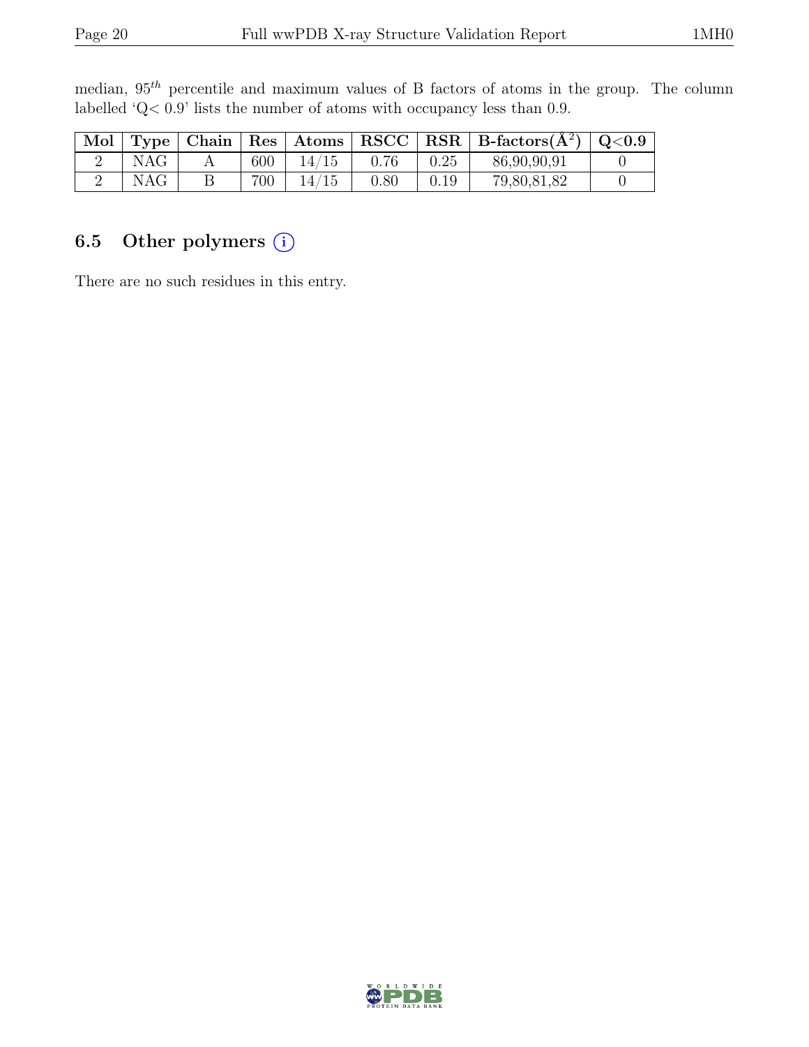median, $95^{th}$ percentile and maximum values of B factors of atoms in the group. The column labelled 'Q< 0.9' lists the number of atoms with occupancy less than 0.9.

| Mol | Type | Chain | Res | Atoms | RSCC | RSR | B-factors(Å$^2$) | Q<0.9 |
|---|---|---|---|---|---|---|---|---|
| 2 | NAG | A | 600 | 14/15 | 0.76 | 0.25 | 86,90,90,91 | 0 |
| 2 | NAG | B | 700 | 14/15 | 0.80 | 0.19 | 79,80,81,82 | 0 |

## 6.5 Other polymers (i)

There are no such residues in this entry.